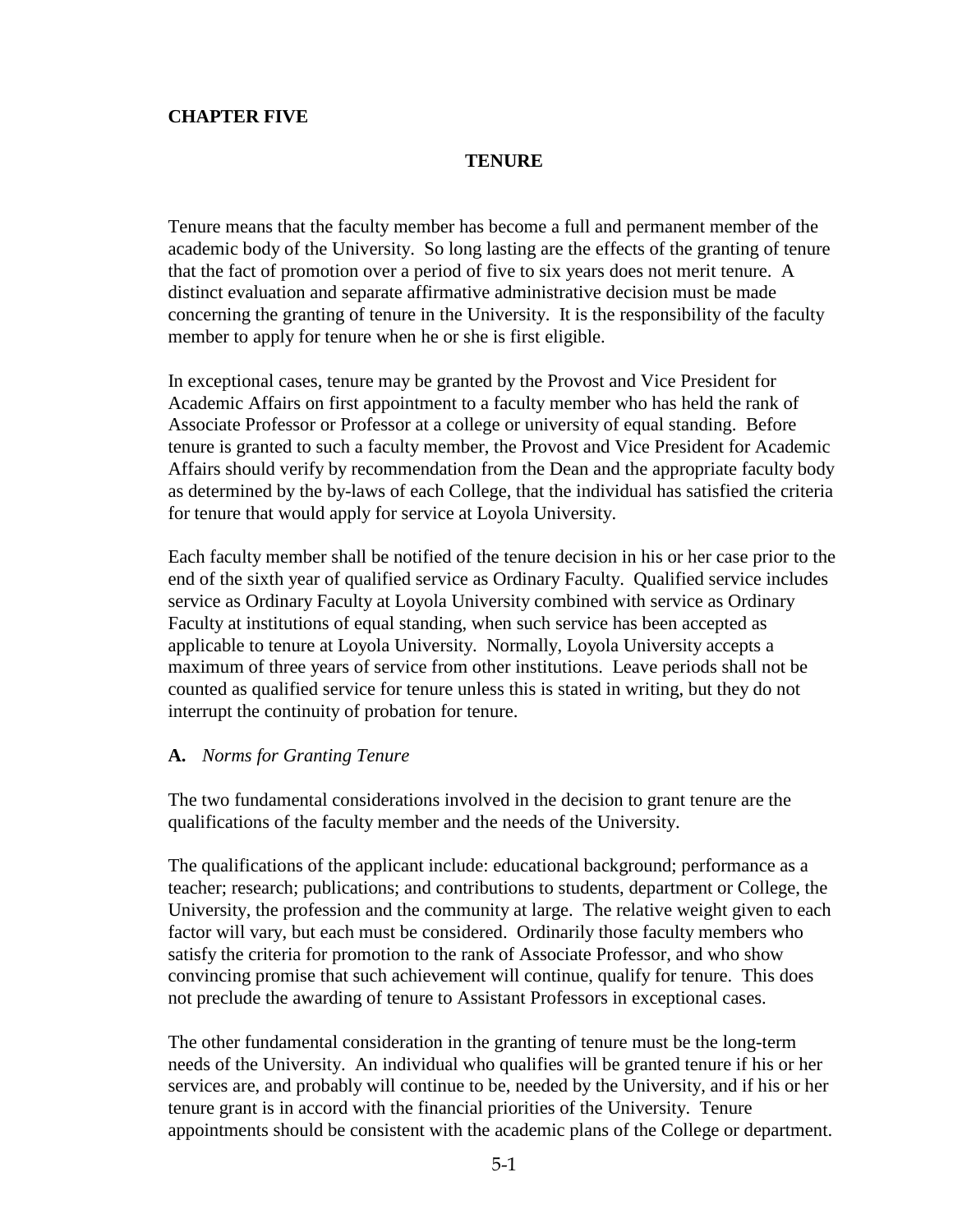# CHAPTER FIVE

## TENURE

Tenure means that the faculty member has become a full and permanent member of the academic body of the University. So long lasting are the effects of the granting of tenure that the fact of promotion over a period of five to six years does not merit tenure. A distinct evaluation and separate affirmative administrative decision must be made concerning the granting of tenure in the University. It is the responsibility of the faculty member to apply for tenure when he or she is first eligible.

In exceptional cases, tenure may be granted by the Provost and Vice President for Academic Affairs on first appointment to a faculty member who has held the rank of Associate Professor or Professor at a college or university of equal standing. Before tenure is granted to such a faculty member, the Provost and Vice President for Academic Affairs should verify by recommendation from the Dean and the appropriate faculty body as determined by the by-laws of each College, that the individual has satisfied the criteria for tenure that would apply for service at Loyola University.

Each faculty member shall be notified of the tenure decision in his or her case prior to the end of the sixth year of qualified service as Ordinary Faculty. Qualified service includes service as Ordinary Faculty at Loyola University combined with service as Ordinary Faculty at institutions of equal standing, when such service has been accepted as applicable to tenure at Loyola University. Normally, Loyola University accepts a maximum of three years of service from other institutions. Leave periods shall not be counted as qualified service for tenure unless this is stated in writing, but they do not interrupt the continuity of probation for tenure.

### **A.** *Norms for Granting Tenure*

The two fundamental considerations involved in the decision to grant tenure are the qualifications of the faculty member and the needs of the University.

The qualifications of the applicant include: educational background; performance as a teacher; research; publications; and contributions to students, department or College, the University, the profession and the community at large. The relative weight given to each factor will vary, but each must be considered. Ordinarily those faculty members who satisfy the criteria for promotion to the rank of Associate Professor, and who show convincing promise that such achievement will continue, qualify for tenure. This does not preclude the awarding of tenure to Assistant Professors in exceptional cases.

The other fundamental consideration in the granting of tenure must be the long-term needs of the University. An individual who qualifies will be granted tenure if his or her services are, and probably will continue to be, needed by the University, and if his or her tenure grant is in accord with the financial priorities of the University. Tenure appointments should be consistent with the academic plans of the College or department.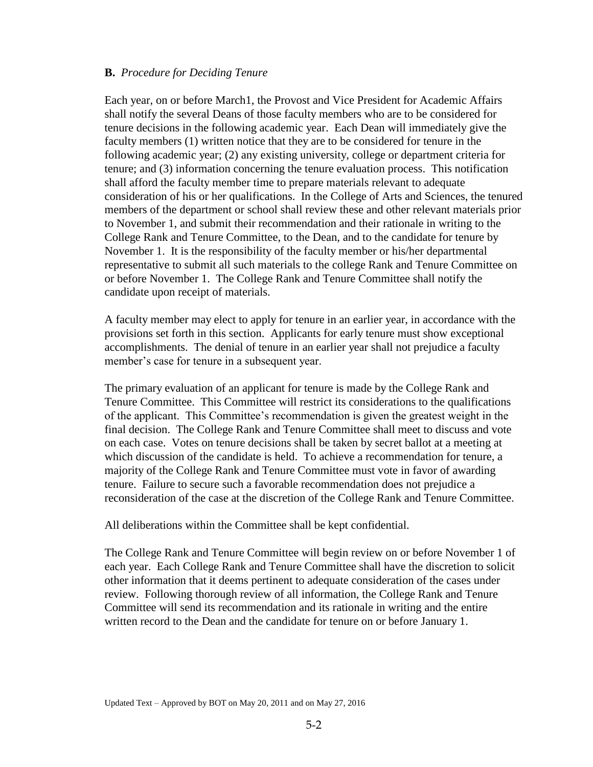**B.** *Procedure for Deciding Tenure*

Each year, on or before March1, the Provost and Vice President for Academic Affairs shall notify the several Deans of those faculty members who are to be considered for tenure decisions in the following academic year. Each Dean will immediately give the faculty members (1) written notice that they are to be considered for tenure in the following academic year; (2) any existing university, college or department criteria for tenure; and (3) information concerning the tenure evaluation process. This notification shall afford the faculty member time to prepare materials relevant to adequate consideration of his or her qualifications. In the College of Arts and Sciences, the tenured members of the department or school shall review these and other relevant materials prior to November 1, and submit their recommendation and their rationale in writing to the College Rank and Tenure Committee, to the Dean, and to the candidate for tenure by November 1. It is the responsibility of the faculty member or his/her departmental representative to submit all such materials to the college Rank and Tenure Committee on or before November 1. The College Rank and Tenure Committee shall notify the candidate upon receipt of materials.

A faculty member may elect to apply for tenure in an earlier year, in accordance with the provisions set forth in this section. Applicants for early tenure must show exceptional accomplishments. The denial of tenure in an earlier year shall not prejudice a faculty member's case for tenure in a subsequent year.

The primary evaluation of an applicant for tenure is made by the College Rank and Tenure Committee. This Committee will restrict its considerations to the qualifications of the applicant. This Committee's recommendation is given the greatest weight in the final decision. The College Rank and Tenure Committee shall meet to discuss and vote on each case. Votes on tenure decisions shall be taken by secret ballot at a meeting at which discussion of the candidate is held. To achieve a recommendation for tenure, a majority of the College Rank and Tenure Committee must vote in favor of awarding tenure. Failure to secure such a favorable recommendation does not prejudice a reconsideration of the case at the discretion of the College Rank and Tenure Committee.

All deliberations within the Committee shall be kept confidential.

The College Rank and Tenure Committee will begin review on or before November 1 of each year. Each College Rank and Tenure Committee shall have the discretion to solicit other information that it deems pertinent to adequate consideration of the cases under review. Following thorough review of all information, the College Rank and Tenure Committee will send its recommendation and its rationale in writing and the entire written record to the Dean and the candidate for tenure on or before January 1.

Updated Text – Approved by BOT on May 20, 2011 and on May 27, 2016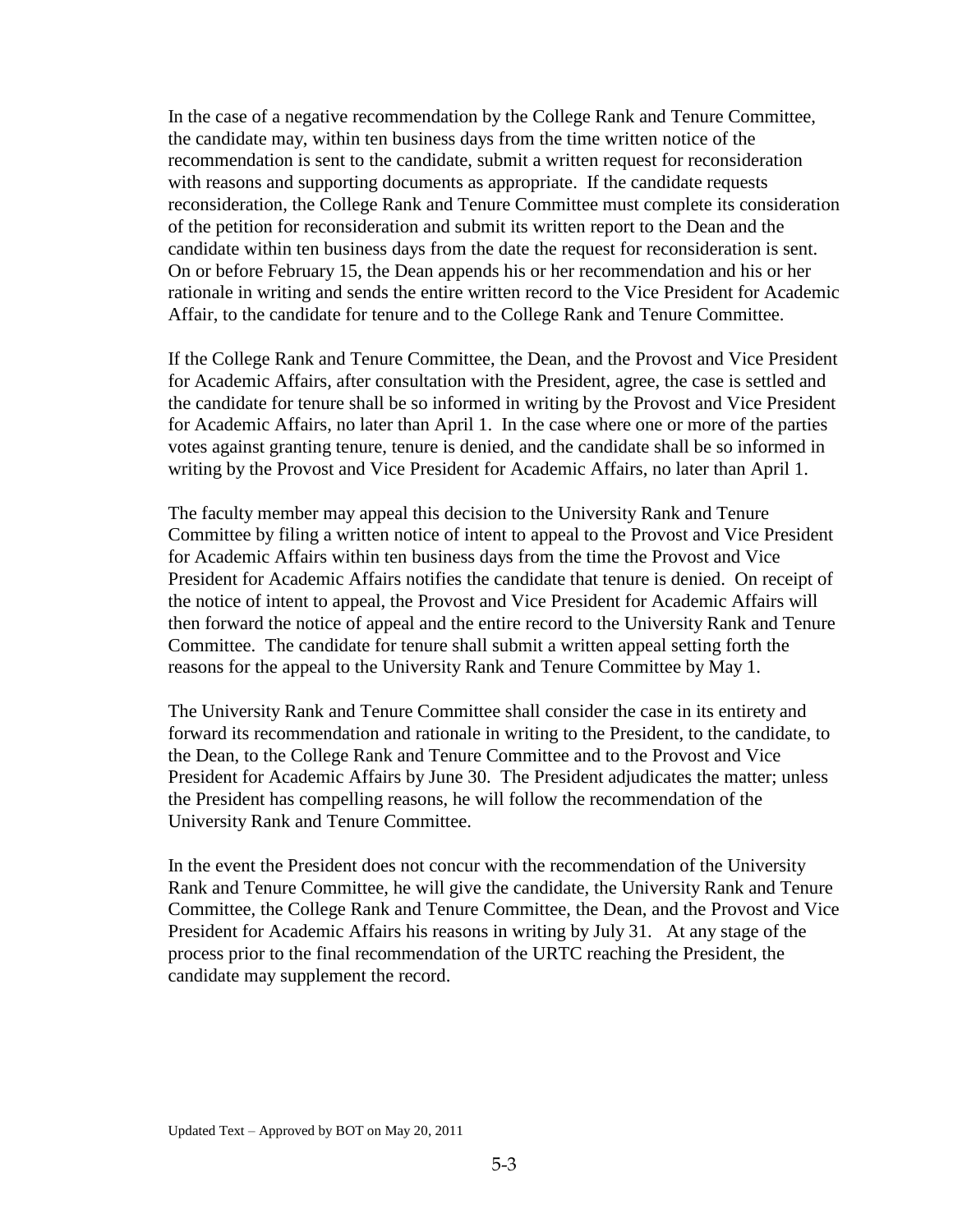In the case of a negative recommendation by the College Rank and Tenure Committee, the candidate may, within ten business days from the time written notice of the recommendation is sent to the candidate, submit a written request for reconsideration with reasons and supporting documents as appropriate. If the candidate requests reconsideration, the College Rank and Tenure Committee must complete its consideration of the petition for reconsideration and submit its written report to the Dean and the candidate within ten business days from the date the request for reconsideration is sent. On or before February 15, the Dean appends his or her recommendation and his or her rationale in writing and sends the entire written record to the Vice President for Academic Affair, to the candidate for tenure and to the College Rank and Tenure Committee.

If the College Rank and Tenure Committee, the Dean, and the Provost and Vice President for Academic Affairs, after consultation with the President, agree, the case is settled and the candidate for tenure shall be so informed in writing by the Provost and Vice President for Academic Affairs, no later than April 1. In the case where one or more of the parties votes against granting tenure, tenure is denied, and the candidate shall be so informed in writing by the Provost and Vice President for Academic Affairs, no later than April 1.

The faculty member may appeal this decision to the University Rank and Tenure Committee by filing a written notice of intent to appeal to the Provost and Vice President for Academic Affairs within ten business days from the time the Provost and Vice President for Academic Affairs notifies the candidate that tenure is denied. On receipt of the notice of intent to appeal, the Provost and Vice President for Academic Affairs will then forward the notice of appeal and the entire record to the University Rank and Tenure Committee. The candidate for tenure shall submit a written appeal setting forth the reasons for the appeal to the University Rank and Tenure Committee by May 1.

The University Rank and Tenure Committee shall consider the case in its entirety and forward its recommendation and rationale in writing to the President, to the candidate, to the Dean, to the College Rank and Tenure Committee and to the Provost and Vice President for Academic Affairs by June 30. The President adjudicates the matter; unless the President has compelling reasons, he will follow the recommendation of the University Rank and Tenure Committee.

In the event the President does not concur with the recommendation of the University Rank and Tenure Committee, he will give the candidate, the University Rank and Tenure Committee, the College Rank and Tenure Committee, the Dean, and the Provost and Vice President for Academic Affairs his reasons in writing by July 31. At any stage of the process prior to the final recommendation of the URTC reaching the President, the candidate may supplement the record.

Updated Text – Approved by BOT on May 20, 2011